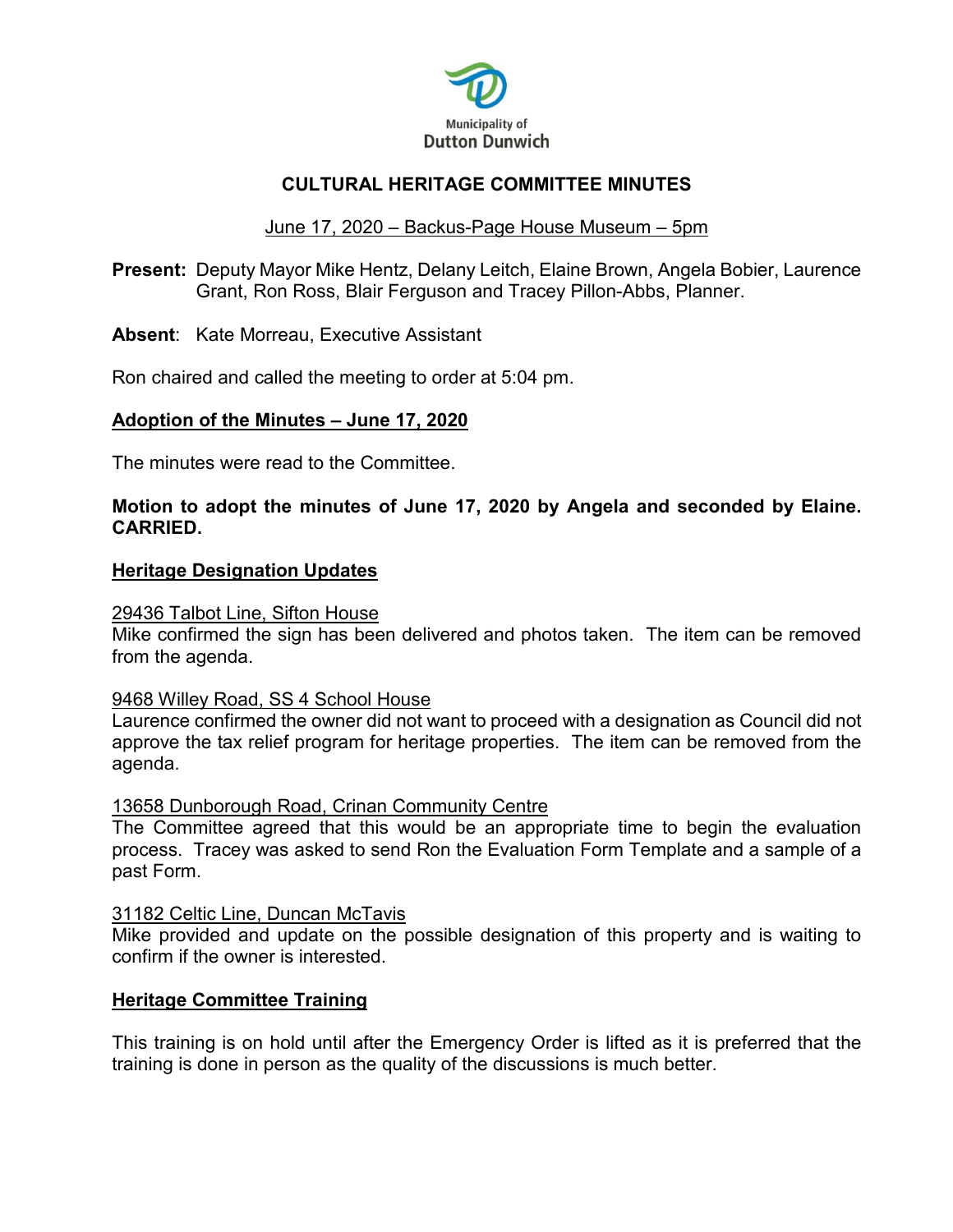Municipality of
Dutton Dunwich

# CULTURAL HERITAGE COMMITTEE MINUTES

June 17, 2020 – Backus-Page House Museum – 5pm

**Present:** Deputy Mayor Mike Hentz, Delany Leitch, Elaine Brown, Angela Bobier, Laurence Grant, Ron Ross, Blair Ferguson and Tracey Pillon-Abbs, Planner.

**Absent**: Kate Morreau, Executive Assistant

Ron chaired and called the meeting to order at 5:04 pm.

## Adoption of the Minutes – June 17, 2020

The minutes were read to the Committee.

**Motion to adopt the minutes of June 17, 2020 by Angela and seconded by Elaine. CARRIED.**

## Heritage Designation Updates

29436 Talbot Line, Sifton House

Mike confirmed the sign has been delivered and photos taken. The item can be removed from the agenda.

9468 Willey Road, SS 4 School House

Laurence confirmed the owner did not want to proceed with a designation as Council did not approve the tax relief program for heritage properties. The item can be removed from the agenda.

13658 Dunborough Road, Crinan Community Centre

The Committee agreed that this would be an appropriate time to begin the evaluation process. Tracey was asked to send Ron the Evaluation Form Template and a sample of a past Form.

31182 Celtic Line, Duncan McTavis

Mike provided and update on the possible designation of this property and is waiting to confirm if the owner is interested.

## Heritage Committee Training

This training is on hold until after the Emergency Order is lifted as it is preferred that the training is done in person as the quality of the discussions is much better.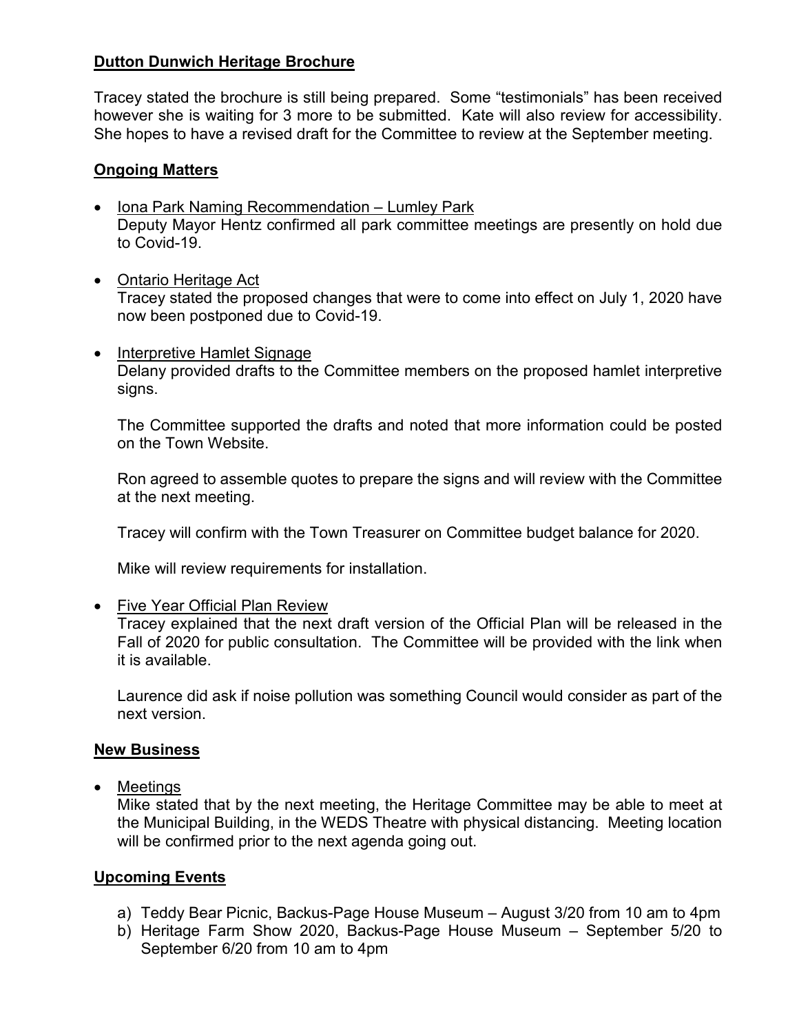## Dutton Dunwich Heritage Brochure

Tracey stated the brochure is still being prepared. Some "testimonials" has been received however she is waiting for 3 more to be submitted. Kate will also review for accessibility. She hopes to have a revised draft for the Committee to review at the September meeting.

## Ongoing Matters

- Iona Park Naming Recommendation – Lumley Park
  Deputy Mayor Hentz confirmed all park committee meetings are presently on hold due to Covid-19.

- Ontario Heritage Act
  Tracey stated the proposed changes that were to come into effect on July 1, 2020 have now been postponed due to Covid-19.

- Interpretive Hamlet Signage
  Delany provided drafts to the Committee members on the proposed hamlet interpretive signs.

  The Committee supported the drafts and noted that more information could be posted on the Town Website.

  Ron agreed to assemble quotes to prepare the signs and will review with the Committee at the next meeting.

  Tracey will confirm with the Town Treasurer on Committee budget balance for 2020.

  Mike will review requirements for installation.

- Five Year Official Plan Review
  Tracey explained that the next draft version of the Official Plan will be released in the Fall of 2020 for public consultation. The Committee will be provided with the link when it is available.

  Laurence did ask if noise pollution was something Council would consider as part of the next version.

## New Business

- Meetings
  Mike stated that by the next meeting, the Heritage Committee may be able to meet at the Municipal Building, in the WEDS Theatre with physical distancing. Meeting location will be confirmed prior to the next agenda going out.

## Upcoming Events

a) Teddy Bear Picnic, Backus-Page House Museum – August 3/20 from 10 am to 4pm
b) Heritage Farm Show 2020, Backus-Page House Museum – September 5/20 to September 6/20 from 10 am to 4pm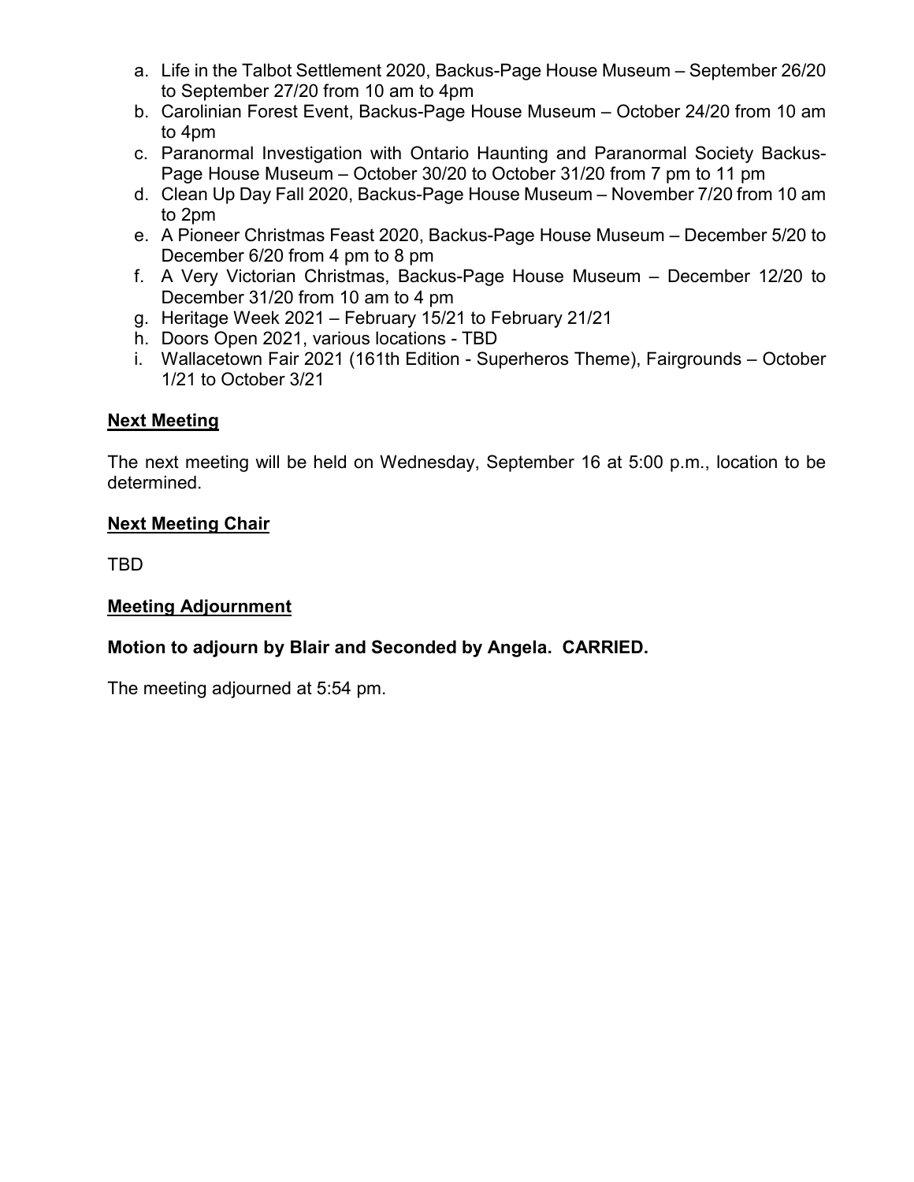a. Life in the Talbot Settlement 2020, Backus-Page House Museum – September 26/20 to September 27/20 from 10 am to 4pm
b. Carolinian Forest Event, Backus-Page House Museum – October 24/20 from 10 am to 4pm
c. Paranormal Investigation with Ontario Haunting and Paranormal Society Backus-Page House Museum – October 30/20 to October 31/20 from 7 pm to 11 pm
d. Clean Up Day Fall 2020, Backus-Page House Museum – November 7/20 from 10 am to 2pm
e. A Pioneer Christmas Feast 2020, Backus-Page House Museum – December 5/20 to December 6/20 from 4 pm to 8 pm
f. A Very Victorian Christmas, Backus-Page House Museum – December 12/20 to December 31/20 from 10 am to 4 pm
g. Heritage Week 2021 – February 15/21 to February 21/21
h. Doors Open 2021, various locations - TBD
i. Wallacetown Fair 2021 (161th Edition - Superheros Theme), Fairgrounds – October 1/21 to October 3/21

**<u>Next Meeting</u>**

The next meeting will be held on Wednesday, September 16 at 5:00 p.m., location to be determined.

**<u>Next Meeting Chair</u>**

TBD

**<u>Meeting Adjournment</u>**

**Motion to adjourn by Blair and Seconded by Angela. CARRIED.**

The meeting adjourned at 5:54 pm.